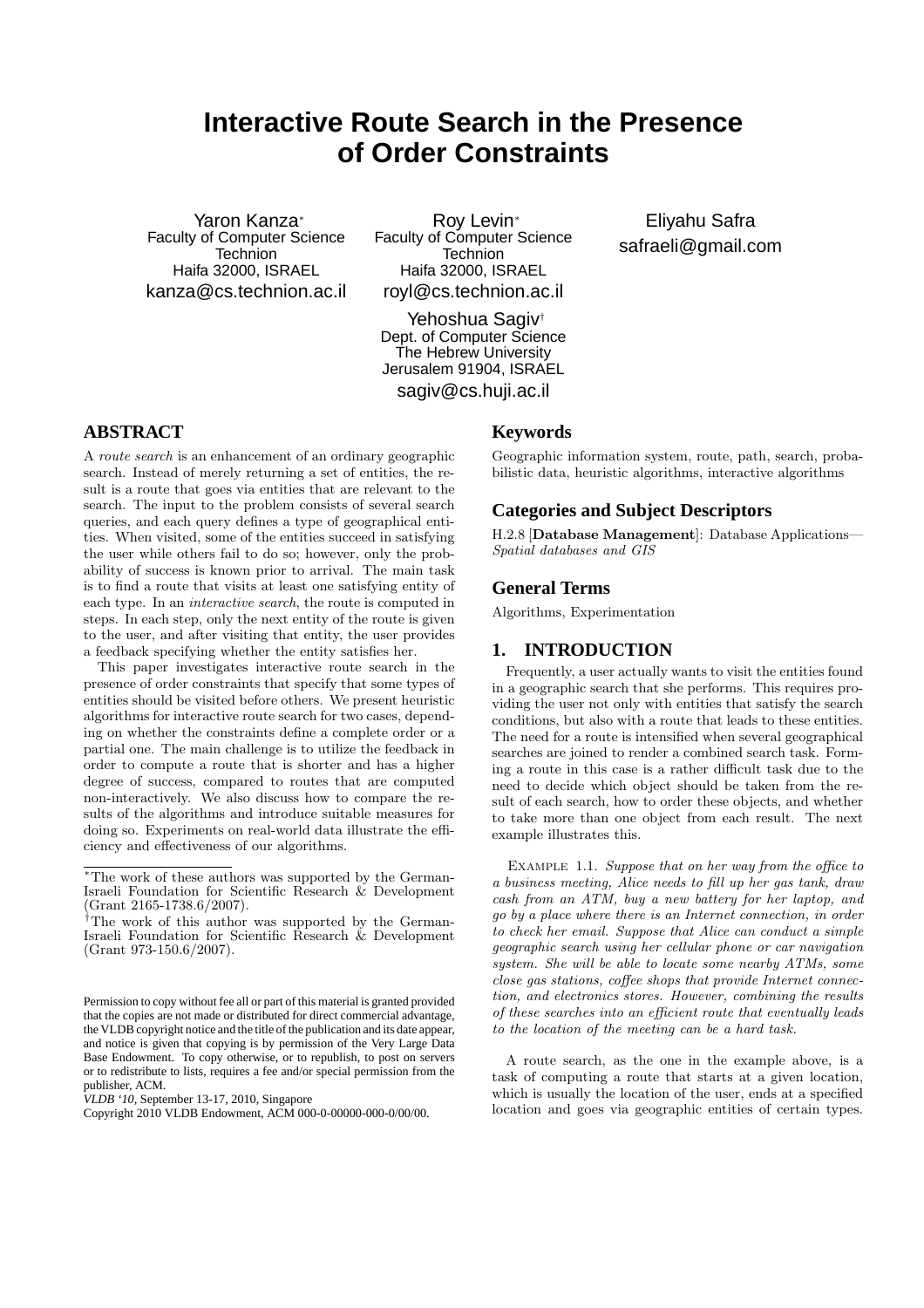# Interactive Route Search in the Presence of Order Constraints

Yaron Kanza[*]
Faculty of Computer Science
Technion
Haifa 32000, ISRAEL
kanza@cs.technion.ac.il

Roy Levin[*]
Faculty of Computer Science
Technion
Haifa 32000, ISRAEL
royl@cs.technion.ac.il

Eliyahu Safra
safraeli@gmail.com

Yehoshua Sagiv[†]
Dept. of Computer Science
The Hebrew University
Jerusalem 91904, ISRAEL
sagiv@cs.huji.ac.il

## ABSTRACT

A *route search* is an enhancement of an ordinary geographic search. Instead of merely returning a set of entities, the result is a route that goes via entities that are relevant to the search. The input to the problem consists of several search queries, and each query defines a type of geographical entities. When visited, some of the entities succeed in satisfying the user while others fail to do so; however, only the probability of success is known prior to arrival. The main task is to find a route that visits at least one satisfying entity of each type. In an *interactive search*, the route is computed in steps. In each step, only the next entity of the route is given to the user, and after visiting that entity, the user provides a feedback specifying whether the entity satisfies her.

This paper investigates interactive route search in the presence of order constraints that specify that some types of entities should be visited before others. We present heuristic algorithms for interactive route search for two cases, depending on whether the constraints define a complete order or a partial one. The main challenge is to utilize the feedback in order to compute a route that is shorter and has a higher degree of success, compared to routes that are computed non-interactively. We also discuss how to compare the results of the algorithms and introduce suitable measures for doing so. Experiments on real-world data illustrate the efficiency and effectiveness of our algorithms.

[*]The work of these authors was supported by the German-Israeli Foundation for Scientific Research & Development (Grant 2165-1738.6/2007).

[†]The work of this author was supported by the German-Israeli Foundation for Scientific Research & Development (Grant 973-150.6/2007).

Permission to copy without fee all or part of this material is granted provided that the copies are not made or distributed for direct commercial advantage, the VLDB copyright notice and the title of the publication and its date appear, and notice is given that copying is by permission of the Very Large Data Base Endowment. To copy otherwise, or to republish, to post on servers or to redistribute to lists, requires a fee and/or special permission from the publisher, ACM.
*VLDB '10*, September 13-17, 2010, Singapore
Copyright 2010 VLDB Endowment, ACM 000-0-00000-000-0/00/00.

## Keywords

Geographic information system, route, path, search, probabilistic data, heuristic algorithms, interactive algorithms

## Categories and Subject Descriptors

H.2.8 [**Database Management**]: Database Applications—*Spatial databases and GIS*

## General Terms

Algorithms, Experimentation

## 1. INTRODUCTION

Frequently, a user actually wants to visit the entities found in a geographic search that she performs. This requires providing the user not only with entities that satisfy the search conditions, but also with a route that leads to these entities. The need for a route is intensified when several geographical searches are joined to render a combined search task. Forming a route in this case is a rather difficult task due to the need to decide which object should be taken from the result of each search, how to order these objects, and whether to take more than one object from each result. The next example illustrates this.

EXAMPLE 1.1. *Suppose that on her way from the office to a business meeting, Alice needs to fill up her gas tank, draw cash from an ATM, buy a new battery for her laptop, and go by a place where there is an Internet connection, in order to check her email. Suppose that Alice can conduct a simple geographic search using her cellular phone or car navigation system. She will be able to locate some nearby ATMs, some close gas stations, coffee shops that provide Internet connection, and electronics stores. However, combining the results of these searches into an efficient route that eventually leads to the location of the meeting can be a hard task.*

A route search, as the one in the example above, is a task of computing a route that starts at a given location, which is usually the location of the user, ends at a specified location and goes via geographic entities of certain types.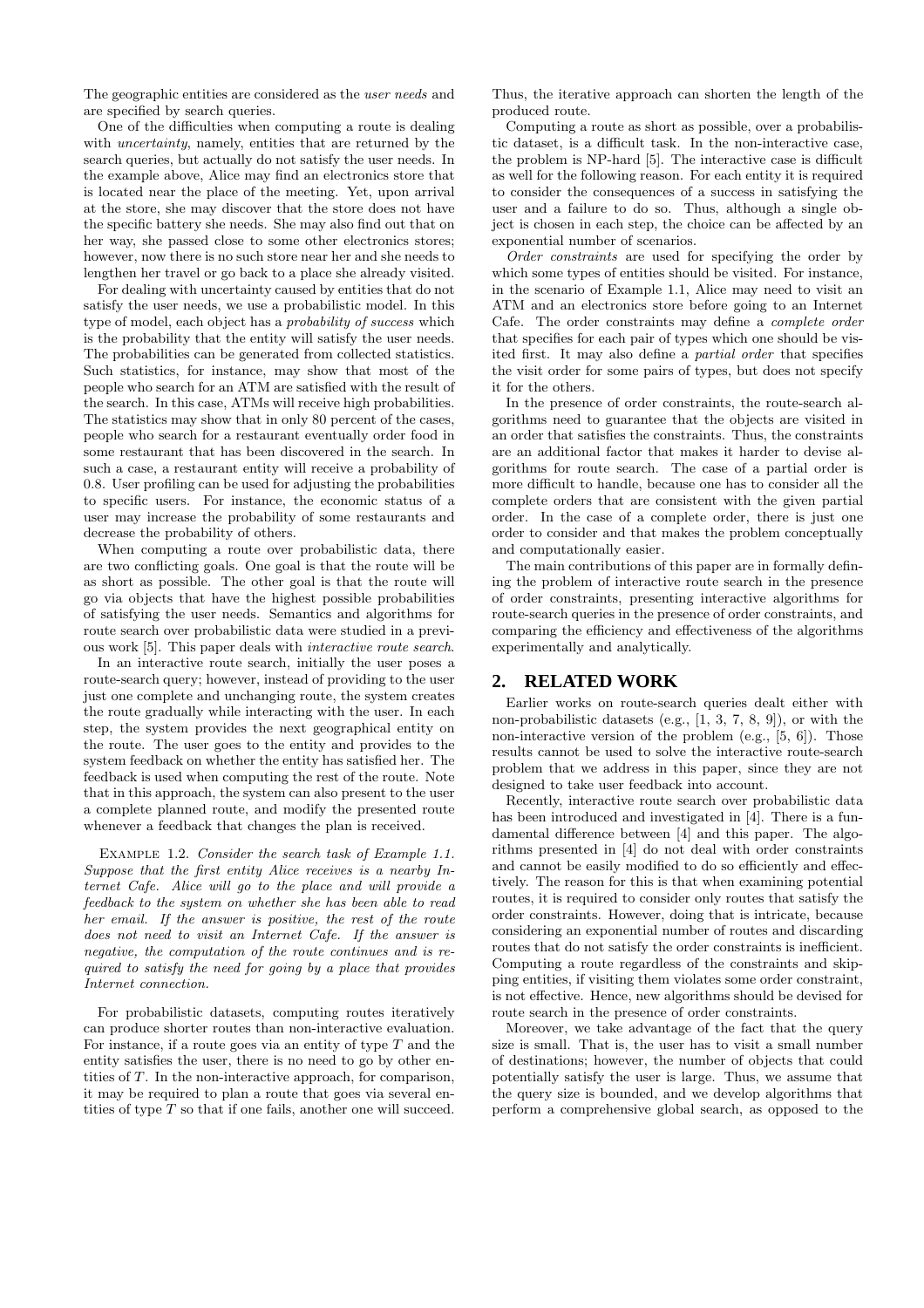The geographic entities are considered as the *user needs* and are specified by search queries.

One of the difficulties when computing a route is dealing with *uncertainty*, namely, entities that are returned by the search queries, but actually do not satisfy the user needs. In the example above, Alice may find an electronics store that is located near the place of the meeting. Yet, upon arrival at the store, she may discover that the store does not have the specific battery she needs. She may also find out that on her way, she passed close to some other electronics stores; however, now there is no such store near her and she needs to lengthen her travel or go back to a place she already visited.

For dealing with uncertainty caused by entities that do not satisfy the user needs, we use a probabilistic model. In this type of model, each object has a *probability of success* which is the probability that the entity will satisfy the user needs. The probabilities can be generated from collected statistics. Such statistics, for instance, may show that most of the people who search for an ATM are satisfied with the result of the search. In this case, ATMs will receive high probabilities. The statistics may show that in only 80 percent of the cases, people who search for a restaurant eventually order food in some restaurant that has been discovered in the search. In such a case, a restaurant entity will receive a probability of 0.8. User profiling can be used for adjusting the probabilities to specific users. For instance, the economic status of a user may increase the probability of some restaurants and decrease the probability of others.

When computing a route over probabilistic data, there are two conflicting goals. One goal is that the route will be as short as possible. The other goal is that the route will go via objects that have the highest possible probabilities of satisfying the user needs. Semantics and algorithms for route search over probabilistic data were studied in a previous work [5]. This paper deals with *interactive route search*.

In an interactive route search, initially the user poses a route-search query; however, instead of providing to the user just one complete and unchanging route, the system creates the route gradually while interacting with the user. In each step, the system provides the next geographical entity on the route. The user goes to the entity and provides to the system feedback on whether the entity has satisfied her. The feedback is used when computing the rest of the route. Note that in this approach, the system can also present to the user a complete planned route, and modify the presented route whenever a feedback that changes the plan is received.

Example 1.2. *Consider the search task of Example 1.1. Suppose that the first entity Alice receives is a nearby Internet Cafe. Alice will go to the place and will provide a feedback to the system on whether she has been able to read her email. If the answer is positive, the rest of the route does not need to visit an Internet Cafe. If the answer is negative, the computation of the route continues and is required to satisfy the need for going by a place that provides Internet connection.*

For probabilistic datasets, computing routes iteratively can produce shorter routes than non-interactive evaluation. For instance, if a route goes via an entity of type $T$ and the entity satisfies the user, there is no need to go by other entities of $T$. In the non-interactive approach, for comparison, it may be required to plan a route that goes via several entities of type $T$ so that if one fails, another one will succeed. Thus, the iterative approach can shorten the length of the produced route.

Computing a route as short as possible, over a probabilistic dataset, is a difficult task. In the non-interactive case, the problem is NP-hard [5]. The interactive case is difficult as well for the following reason. For each entity it is required to consider the consequences of a success in satisfying the user and a failure to do so. Thus, although a single object is chosen in each step, the choice can be affected by an exponential number of scenarios.

*Order constraints* are used for specifying the order by which some types of entities should be visited. For instance, in the scenario of Example 1.1, Alice may need to visit an ATM and an electronics store before going to an Internet Cafe. The order constraints may define a *complete order* that specifies for each pair of types which one should be visited first. It may also define a *partial order* that specifies the visit order for some pairs of types, but does not specify it for the others.

In the presence of order constraints, the route-search algorithms need to guarantee that the objects are visited in an order that satisfies the constraints. Thus, the constraints are an additional factor that makes it harder to devise algorithms for route search. The case of a partial order is more difficult to handle, because one has to consider all the complete orders that are consistent with the given partial order. In the case of a complete order, there is just one order to consider and that makes the problem conceptually and computationally easier.

The main contributions of this paper are in formally defining the problem of interactive route search in the presence of order constraints, presenting interactive algorithms for route-search queries in the presence of order constraints, and comparing the efficiency and effectiveness of the algorithms experimentally and analytically.

## 2. RELATED WORK

Earlier works on route-search queries dealt either with non-probabilistic datasets (e.g., [1, 3, 7, 8, 9]), or with the non-interactive version of the problem (e.g., [5, 6]). Those results cannot be used to solve the interactive route-search problem that we address in this paper, since they are not designed to take user feedback into account.

Recently, interactive route search over probabilistic data has been introduced and investigated in [4]. There is a fundamental difference between [4] and this paper. The algorithms presented in [4] do not deal with order constraints and cannot be easily modified to do so efficiently and effectively. The reason for this is that when examining potential routes, it is required to consider only routes that satisfy the order constraints. However, doing that is intricate, because considering an exponential number of routes and discarding routes that do not satisfy the order constraints is inefficient. Computing a route regardless of the constraints and skipping entities, if visiting them violates some order constraint, is not effective. Hence, new algorithms should be devised for route search in the presence of order constraints.

Moreover, we take advantage of the fact that the query size is small. That is, the user has to visit a small number of destinations; however, the number of objects that could potentially satisfy the user is large. Thus, we assume that the query size is bounded, and we develop algorithms that perform a comprehensive global search, as opposed to the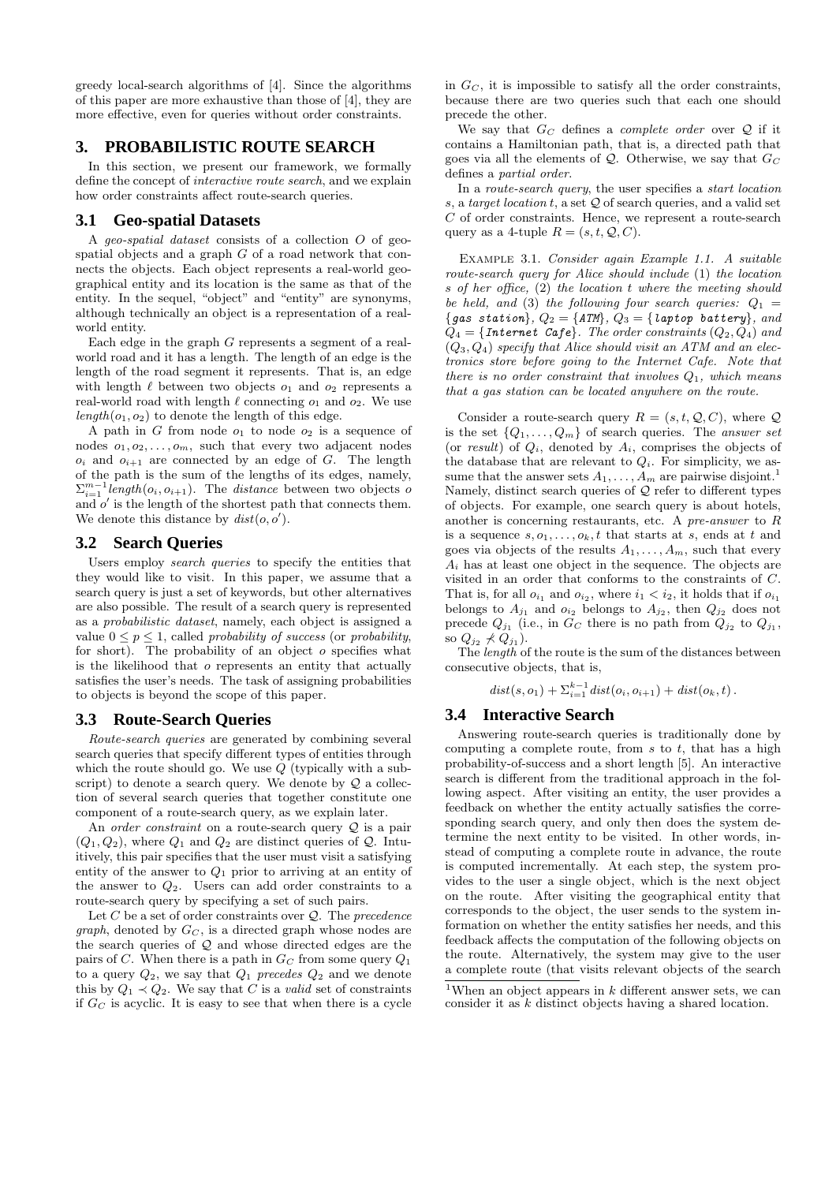greedy local-search algorithms of [4]. Since the algorithms of this paper are more exhaustive than those of [4], they are more effective, even for queries without order constraints.

## 3. PROBABILISTIC ROUTE SEARCH

In this section, we present our framework, we formally define the concept of *interactive route search*, and we explain how order constraints affect route-search queries.

### 3.1 Geo-spatial Datasets

A *geo-spatial dataset* consists of a collection $O$ of geo-spatial objects and a graph $G$ of a road network that connects the objects. Each object represents a real-world geographical entity and its location is the same as that of the entity. In the sequel, "object" and "entity" are synonyms, although technically an object is a representation of a real-world entity.

Each edge in the graph $G$ represents a segment of a real-world road and it has a length. The length of an edge is the length of the road segment it represents. That is, an edge with length $\ell$ between two objects $o_1$ and $o_2$ represents a real-world road with length $\ell$ connecting $o_1$ and $o_2$. We use $length(o_1, o_2)$ to denote the length of this edge.

A path in $G$ from node $o_1$ to node $o_2$ is a sequence of nodes $o_1, o_2, \ldots, o_m$, such that every two adjacent nodes $o_i$ and $o_{i+1}$ are connected by an edge of $G$. The length of the path is the sum of the lengths of its edges, namely, $\Sigma_{i=1}^{m-1} length(o_i, o_{i+1})$. The *distance* between two objects $o$ and $o'$ is the length of the shortest path that connects them. We denote this distance by $dist(o, o')$.

### 3.2 Search Queries

Users employ *search queries* to specify the entities that they would like to visit. In this paper, we assume that a search query is just a set of keywords, but other alternatives are also possible. The result of a search query is represented as a *probabilistic dataset*, namely, each object is assigned a value $0 \leq p \leq 1$, called *probability of success* (or *probability*, for short). The probability of an object $o$ specifies what is the likelihood that $o$ represents an entity that actually satisfies the user's needs. The task of assigning probabilities to objects is beyond the scope of this paper.

### 3.3 Route-Search Queries

*Route-search queries* are generated by combining several search queries that specify different types of entities through which the route should go. We use $Q$ (typically with a subscript) to denote a search query. We denote by $\mathcal{Q}$ a collection of several search queries that together constitute one component of a route-search query, as we explain later.

An *order constraint* on a route-search query $\mathcal{Q}$ is a pair $(Q_1, Q_2)$, where $Q_1$ and $Q_2$ are distinct queries of $\mathcal{Q}$. Intuitively, this pair specifies that the user must visit a satisfying entity of the answer to $Q_1$ prior to arriving at an entity of the answer to $Q_2$. Users can add order constraints to a route-search query by specifying a set of such pairs.

Let $C$ be a set of order constraints over $\mathcal{Q}$. The *precedence graph*, denoted by $G_C$, is a directed graph whose nodes are the search queries of $\mathcal{Q}$ and whose directed edges are the pairs of $C$. When there is a path in $G_C$ from some query $Q_1$ to a query $Q_2$, we say that $Q_1$ *precedes* $Q_2$ and we denote this by $Q_1 \prec Q_2$. We say that $C$ is a *valid* set of constraints if $G_C$ is acyclic. It is easy to see that when there is a cycle in $G_C$, it is impossible to satisfy all the order constraints, because there are two queries such that each one should precede the other.

We say that $G_C$ defines a *complete order* over $\mathcal{Q}$ if it contains a Hamiltonian path, that is, a directed path that goes via all the elements of $\mathcal{Q}$. Otherwise, we say that $G_C$ defines a *partial order*.

In a *route-search query*, the user specifies a *start location* $s$, a *target location* $t$, a set $\mathcal{Q}$ of search queries, and a valid set $C$ of order constraints. Hence, we represent a route-search query as a 4-tuple $R = (s, t, \mathcal{Q}, C)$.

Example 3.1. *Consider again Example 1.1. A suitable route-search query for Alice should include* (1) *the location* $s$ *of her office,* (2) *the location* $t$ *where the meeting should be held, and* (3) *the following four search queries:* $Q_1 =$ {`gas station`}, $Q_2 =$ {`ATM`}, $Q_3 =$ {`laptop battery`}, *and* $Q_4 =$ {`Internet Cafe`}. *The order constraints* $(Q_2, Q_4)$ *and* $(Q_3, Q_4)$ *specify that Alice should visit an ATM and an electronics store before going to the Internet Cafe. Note that there is no order constraint that involves* $Q_1$*, which means that a gas station can be located anywhere on the route.*

Consider a route-search query $R = (s, t, \mathcal{Q}, C)$, where $\mathcal{Q}$ is the set $\{Q_1, \ldots, Q_m\}$ of search queries. The *answer set* (or *result*) of $Q_i$, denoted by $A_i$, comprises the objects of the database that are relevant to $Q_i$. For simplicity, we assume that the answer sets $A_1, \ldots, A_m$ are pairwise disjoint.[1] Namely, distinct search queries of $\mathcal{Q}$ refer to different types of objects. For example, one search query is about hotels, another is concerning restaurants, etc. A *pre-answer* to $R$ is a sequence $s, o_1, \ldots, o_k, t$ that starts at $s$, ends at $t$ and goes via objects of the results $A_1, \ldots, A_m$, such that every $A_i$ has at least one object in the sequence. The objects are visited in an order that conforms to the constraints of $C$. That is, for all $o_{i_1}$ and $o_{i_2}$, where $i_1 < i_2$, it holds that if $o_{i_1}$ belongs to $A_{j_1}$ and $o_{i_2}$ belongs to $A_{j_2}$, then $Q_{j_2}$ does not precede $Q_{j_1}$ (i.e., in $G_C$ there is no path from $Q_{j_2}$ to $Q_{j_1}$, so $Q_{j_2} \not\prec Q_{j_1}$).

The *length* of the route is the sum of the distances between consecutive objects, that is,

$$dist(s, o_1) + \Sigma_{i=1}^{k-1} dist(o_i, o_{i+1}) + dist(o_k, t)\,.$$

### 3.4 Interactive Search

Answering route-search queries is traditionally done by computing a complete route, from $s$ to $t$, that has a high probability-of-success and a short length [5]. An interactive search is different from the traditional approach in the following aspect. After visiting an entity, the user provides a feedback on whether the entity actually satisfies the corresponding search query, and only then does the system determine the next entity to be visited. In other words, instead of computing a complete route in advance, the route is computed incrementally. At each step, the system provides to the user a single object, which is the next object on the route. After visiting the geographical entity that corresponds to the object, the user sends to the system information on whether the entity satisfies her needs, and this feedback affects the computation of the following objects on the route. Alternatively, the system may give to the user a complete route (that visits relevant objects of the search

[1] When an object appears in $k$ different answer sets, we can consider it as $k$ distinct objects having a shared location.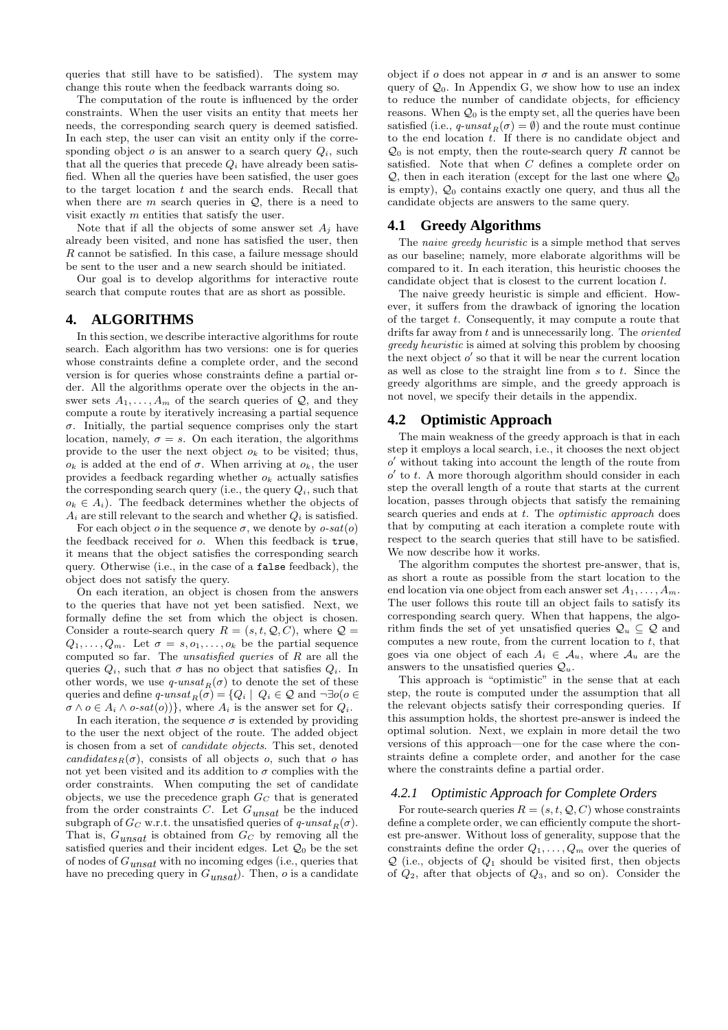queries that still have to be satisfied). The system may change this route when the feedback warrants doing so.

The computation of the route is influenced by the order constraints. When the user visits an entity that meets her needs, the corresponding search query is deemed satisfied. In each step, the user can visit an entity only if the corresponding object $o$ is an answer to a search query $Q_i$, such that all the queries that precede $Q_i$ have already been satisfied. When all the queries have been satisfied, the user goes to the target location $t$ and the search ends. Recall that when there are $m$ search queries in $\mathcal{Q}$, there is a need to visit exactly $m$ entities that satisfy the user.

Note that if all the objects of some answer set $A_j$ have already been visited, and none has satisfied the user, then $R$ cannot be satisfied. In this case, a failure message should be sent to the user and a new search should be initiated.

Our goal is to develop algorithms for interactive route search that compute routes that are as short as possible.

# 4. ALGORITHMS

In this section, we describe interactive algorithms for route search. Each algorithm has two versions: one is for queries whose constraints define a complete order, and the second version is for queries whose constraints define a partial order. All the algorithms operate over the objects in the answer sets $A_1, \ldots, A_m$ of the search queries of $\mathcal{Q}$, and they compute a route by iteratively increasing a partial sequence $\sigma$. Initially, the partial sequence comprises only the start location, namely, $\sigma = s$. On each iteration, the algorithms provide to the user the next object $o_k$ to be visited; thus, $o_k$ is added at the end of $\sigma$. When arriving at $o_k$, the user provides a feedback regarding whether $o_k$ actually satisfies the corresponding search query (i.e., the query $Q_i$, such that $o_k \in A_i$). The feedback determines whether the objects of $A_i$ are still relevant to the search and whether $Q_i$ is satisfied.

For each object $o$ in the sequence $\sigma$, we denote by $o\text{-}sat(o)$ the feedback received for $o$. When this feedback is `true`, it means that the object satisfies the corresponding search query. Otherwise (i.e., in the case of a `false` feedback), the object does not satisfy the query.

On each iteration, an object is chosen from the answers to the queries that have not yet been satisfied. Next, we formally define the set from which the object is chosen. Consider a route-search query $R = (s, t, \mathcal{Q}, C)$, where $\mathcal{Q} = Q_1, \ldots, Q_m$. Let $\sigma = s, o_1, \ldots, o_k$ be the partial sequence computed so far. The *unsatisfied queries* of $R$ are all the queries $Q_i$, such that $\sigma$ has no object that satisfies $Q_i$. In other words, we use $q\text{-}unsat_R(\sigma)$ to denote the set of these queries and define $q\text{-}unsat_R(\sigma) = \{Q_i \mid Q_i \in \mathcal{Q} \text{ and } \neg\exists o(o \in \sigma \wedge o \in A_i \wedge o\text{-}sat(o))\}$, where $A_i$ is the answer set for $Q_i$.

In each iteration, the sequence $\sigma$ is extended by providing to the user the next object of the route. The added object is chosen from a set of *candidate objects*. This set, denoted $candidates_R(\sigma)$, consists of all objects $o$, such that $o$ has not yet been visited and its addition to $\sigma$ complies with the order constraints. When computing the set of candidate objects, we use the precedence graph $G_C$ that is generated from the order constraints $C$. Let $G_{unsat}$ be the induced subgraph of $G_C$ w.r.t. the unsatisfied queries of $q\text{-}unsat_R(\sigma)$. That is, $G_{unsat}$ is obtained from $G_C$ by removing all the satisfied queries and their incident edges. Let $\mathcal{Q}_0$ be the set of nodes of $G_{unsat}$ with no incoming edges (i.e., queries that have no preceding query in $G_{unsat}$). Then, $o$ is a candidate object if $o$ does not appear in $\sigma$ and is an answer to some query of $\mathcal{Q}_0$. In Appendix G, we show how to use an index to reduce the number of candidate objects, for efficiency reasons. When $\mathcal{Q}_0$ is the empty set, all the queries have been satisfied (i.e., $q\text{-}unsat_R(\sigma) = \emptyset$) and the route must continue to the end location $t$. If there is no candidate object and $\mathcal{Q}_0$ is not empty, then the route-search query $R$ cannot be satisfied. Note that when $C$ defines a complete order on $\mathcal{Q}$, then in each iteration (except for the last one where $\mathcal{Q}_0$ is empty), $\mathcal{Q}_0$ contains exactly one query, and thus all the candidate objects are answers to the same query.

## 4.1 Greedy Algorithms

The *naive greedy heuristic* is a simple method that serves as our baseline; namely, more elaborate algorithms will be compared to it. In each iteration, this heuristic chooses the candidate object that is closest to the current location $l$.

The naive greedy heuristic is simple and efficient. However, it suffers from the drawback of ignoring the location of the target $t$. Consequently, it may compute a route that drifts far away from $t$ and is unnecessarily long. The *oriented greedy heuristic* is aimed at solving this problem by choosing the next object $o'$ so that it will be near the current location as well as close to the straight line from $s$ to $t$. Since the greedy algorithms are simple, and the greedy approach is not novel, we specify their details in the appendix.

## 4.2 Optimistic Approach

The main weakness of the greedy approach is that in each step it employs a local search, i.e., it chooses the next object $o'$ without taking into account the length of the route from $o'$ to $t$. A more thorough algorithm should consider in each step the overall length of a route that starts at the current location, passes through objects that satisfy the remaining search queries and ends at $t$. The *optimistic approach* does that by computing at each iteration a complete route with respect to the search queries that still have to be satisfied. We now describe how it works.

The algorithm computes the shortest pre-answer, that is, as short a route as possible from the start location to the end location via one object from each answer set $A_1, \ldots, A_m$. The user follows this route till an object fails to satisfy its corresponding search query. When that happens, the algorithm finds the set of yet unsatisfied queries $\mathcal{Q}_u \subseteq \mathcal{Q}$ and computes a new route, from the current location to $t$, that goes via one object of each $A_i \in \mathcal{A}_u$, where $\mathcal{A}_u$ are the answers to the unsatisfied queries $\mathcal{Q}_u$.

This approach is "optimistic" in the sense that at each step, the route is computed under the assumption that all the relevant objects satisfy their corresponding queries. If this assumption holds, the shortest pre-answer is indeed the optimal solution. Next, we explain in more detail the two versions of this approach—one for the case where the constraints define a complete order, and another for the case where the constraints define a partial order.

### 4.2.1 Optimistic Approach for Complete Orders

For route-search queries $R = (s, t, \mathcal{Q}, C)$ whose constraints define a complete order, we can efficiently compute the shortest pre-answer. Without loss of generality, suppose that the constraints define the order $Q_1, \ldots, Q_m$ over the queries of $\mathcal{Q}$ (i.e., objects of $Q_1$ should be visited first, then objects of $Q_2$, after that objects of $Q_3$, and so on). Consider the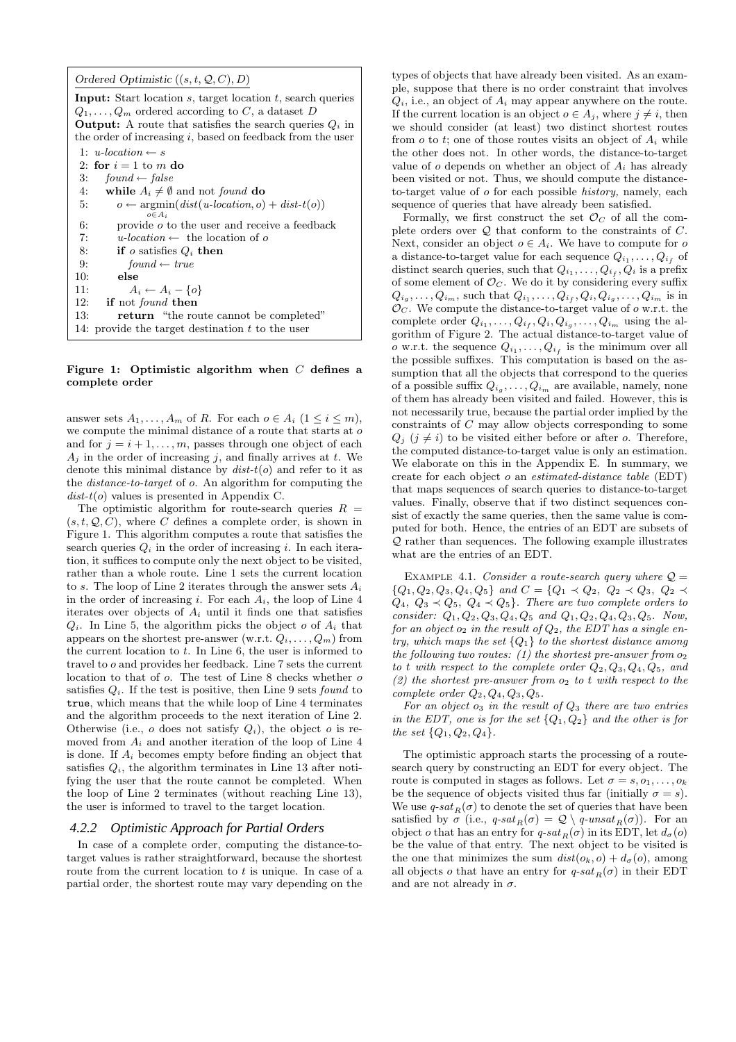Ordered Optimistic $((s, t, \mathcal{Q}, C), D)$

**Input:** Start location $s$, target location $t$, search queries $Q_1, \ldots, Q_m$ ordered according to $C$, a dataset $D$

**Output:** A route that satisfies the search queries $Q_i$ in the order of increasing $i$, based on feedback from the user

```
1:  u-location ← s
2:  for i = 1 to m do
3:      found ← false
4:      while A_i ≠ ∅ and not found do
5:          o ← argmin_{o∈A_i}(dist(u-location, o) + dist-t(o))
6:          provide o to the user and receive a feedback
7:          u-location ← the location of o
8:          if o satisfies Q_i then
9:              found ← true
10:         else
11:             A_i ← A_i − {o}
12:     if not found then
13:         return "the route cannot be completed"
14: provide the target destination t to the user
```

**Figure 1: Optimistic algorithm when $C$ defines a complete order**

answer sets $A_1, \ldots, A_m$ of $R$. For each $o \in A_i$ $(1 \le i \le m)$, we compute the minimal distance of a route that starts at $o$ and for $j = i+1, \ldots, m$, passes through one object of each $A_j$ in the order of increasing $j$, and finally arrives at $t$. We denote this minimal distance by $\mathit{dist}\text{-}t(o)$ and refer to it as the *distance-to-target* of $o$. An algorithm for computing the $\mathit{dist}\text{-}t(o)$ values is presented in Appendix C.

The optimistic algorithm for route-search queries $R = (s, t, \mathcal{Q}, C)$, where $C$ defines a complete order, is shown in Figure 1. This algorithm computes a route that satisfies the search queries $Q_i$ in the order of increasing $i$. In each iteration, it suffices to compute only the next object to be visited, rather than a whole route. Line 1 sets the current location to $s$. The loop of Line 2 iterates through the answer sets $A_i$ in the order of increasing $i$. For each $A_i$, the loop of Line 4 iterates over objects of $A_i$ until it finds one that satisfies $Q_i$. In Line 5, the algorithm picks the object $o$ of $A_i$ that appears on the shortest pre-answer (w.r.t. $Q_i, \ldots, Q_m$) from the current location to $t$. In Line 6, the user is informed to travel to $o$ and provides her feedback. Line 7 sets the current location to that of $o$. The test of Line 8 checks whether $o$ satisfies $Q_i$. If the test is positive, then Line 9 sets *found* to `true`, which means that the while loop of Line 4 terminates and the algorithm proceeds to the next iteration of Line 2. Otherwise (i.e., $o$ does not satisfy $Q_i$), the object $o$ is removed from $A_i$ and another iteration of the loop of Line 4 is done. If $A_i$ becomes empty before finding an object that satisfies $Q_i$, the algorithm terminates in Line 13 after notifying the user that the route cannot be completed. When the loop of Line 2 terminates (without reaching Line 13), the user is informed to travel to the target location.

### 4.2.2 Optimistic Approach for Partial Orders

In case of a complete order, computing the distance-to-target values is rather straightforward, because the shortest route from the current location to $t$ is unique. In case of a partial order, the shortest route may vary depending on the types of objects that have already been visited. As an example, suppose that there is no order constraint that involves $Q_i$, i.e., an object of $A_i$ may appear anywhere on the route. If the current location is an object $o \in A_j$, where $j \ne i$, then we should consider (at least) two distinct shortest routes from $o$ to $t$; one of those routes visits an object of $A_i$ while the other does not. In other words, the distance-to-target value of $o$ depends on whether an object of $A_i$ has already been visited or not. Thus, we should compute the distance-to-target value of $o$ for each possible *history,* namely, each sequence of queries that have already been satisfied.

Formally, we first construct the set $\mathcal{O}_C$ of all the complete orders over $\mathcal{Q}$ that conform to the constraints of $C$. Next, consider an object $o \in A_i$. We have to compute for $o$ a distance-to-target value for each sequence $Q_{i_1}, \ldots, Q_{i_f}$ of distinct search queries, such that $Q_{i_1}, \ldots, Q_{i_f}, Q_i$ is a prefix of some element of $\mathcal{O}_C$. We do it by considering every suffix $Q_{i_g}, \ldots, Q_{i_m}$, such that $Q_{i_1}, \ldots, Q_{i_f}, Q_i, Q_{i_g}, \ldots, Q_{i_m}$ is in $\mathcal{O}_C$. We compute the distance-to-target value of $o$ w.r.t. the complete order $Q_{i_1}, \ldots, Q_{i_f}, Q_i, Q_{i_g}, \ldots, Q_{i_m}$ using the algorithm of Figure 2. The actual distance-to-target value of $o$ w.r.t. the sequence $Q_{i_1}, \ldots, Q_{i_f}$ is the minimum over all the possible suffixes. This computation is based on the assumption that all the objects that correspond to the queries of a possible suffix $Q_{i_g}, \ldots, Q_{i_m}$ are available, namely, none of them has already been visited and failed. However, this is not necessarily true, because the partial order implied by the constraints of $C$ may allow objects corresponding to some $Q_j$ $(j \ne i)$ to be visited either before or after $o$. Therefore, the computed distance-to-target value is only an estimation. We elaborate on this in the Appendix E. In summary, we create for each object $o$ an *estimated-distance table* (EDT) that maps sequences of search queries to distance-to-target values. Finally, observe that if two distinct sequences consist of exactly the same queries, then the same value is computed for both. Hence, the entries of an EDT are subsets of $\mathcal{Q}$ rather than sequences. The following example illustrates what are the entries of an EDT.

Example 4.1. *Consider a route-search query where $\mathcal{Q} = \{Q_1, Q_2, Q_3, Q_4, Q_5\}$ and $C = \{Q_1 \prec Q_2,\ Q_2 \prec Q_3,\ Q_2 \prec Q_4,\ Q_3 \prec Q_5,\ Q_4 \prec Q_5\}$. There are two complete orders to consider: $Q_1, Q_2, Q_3, Q_4, Q_5$ and $Q_1, Q_2, Q_4, Q_3, Q_5$. Now, for an object $o_2$ in the result of $Q_2$, the EDT has a single entry, which maps the set $\{Q_1\}$ to the shortest distance among the following two routes: (1) the shortest pre-answer from $o_2$ to $t$ with respect to the complete order $Q_2, Q_3, Q_4, Q_5$, and (2) the shortest pre-answer from $o_2$ to $t$ with respect to the complete order $Q_2, Q_4, Q_3, Q_5$.*

*For an object $o_3$ in the result of $Q_3$ there are two entries in the EDT, one is for the set $\{Q_1, Q_2\}$ and the other is for the set $\{Q_1, Q_2, Q_4\}$.*

The optimistic approach starts the processing of a route-search query by constructing an EDT for every object. The route is computed in stages as follows. Let $\sigma = s, o_1, \ldots, o_k$ be the sequence of objects visited thus far (initially $\sigma = s$). We use $q\text{-}sat_R(\sigma)$ to denote the set of queries that have been satisfied by $\sigma$ (i.e., $q\text{-}sat_R(\sigma) = \mathcal{Q} \setminus q\text{-}unsat_R(\sigma)$). For an object $o$ that has an entry for $q\text{-}sat_R(\sigma)$ in its EDT, let $d_\sigma(o)$ be the value of that entry. The next object to be visited is the one that minimizes the sum $\mathit{dist}(o_k, o) + d_\sigma(o)$, among all objects $o$ that have an entry for $q\text{-}sat_R(\sigma)$ in their EDT and are not already in $\sigma$.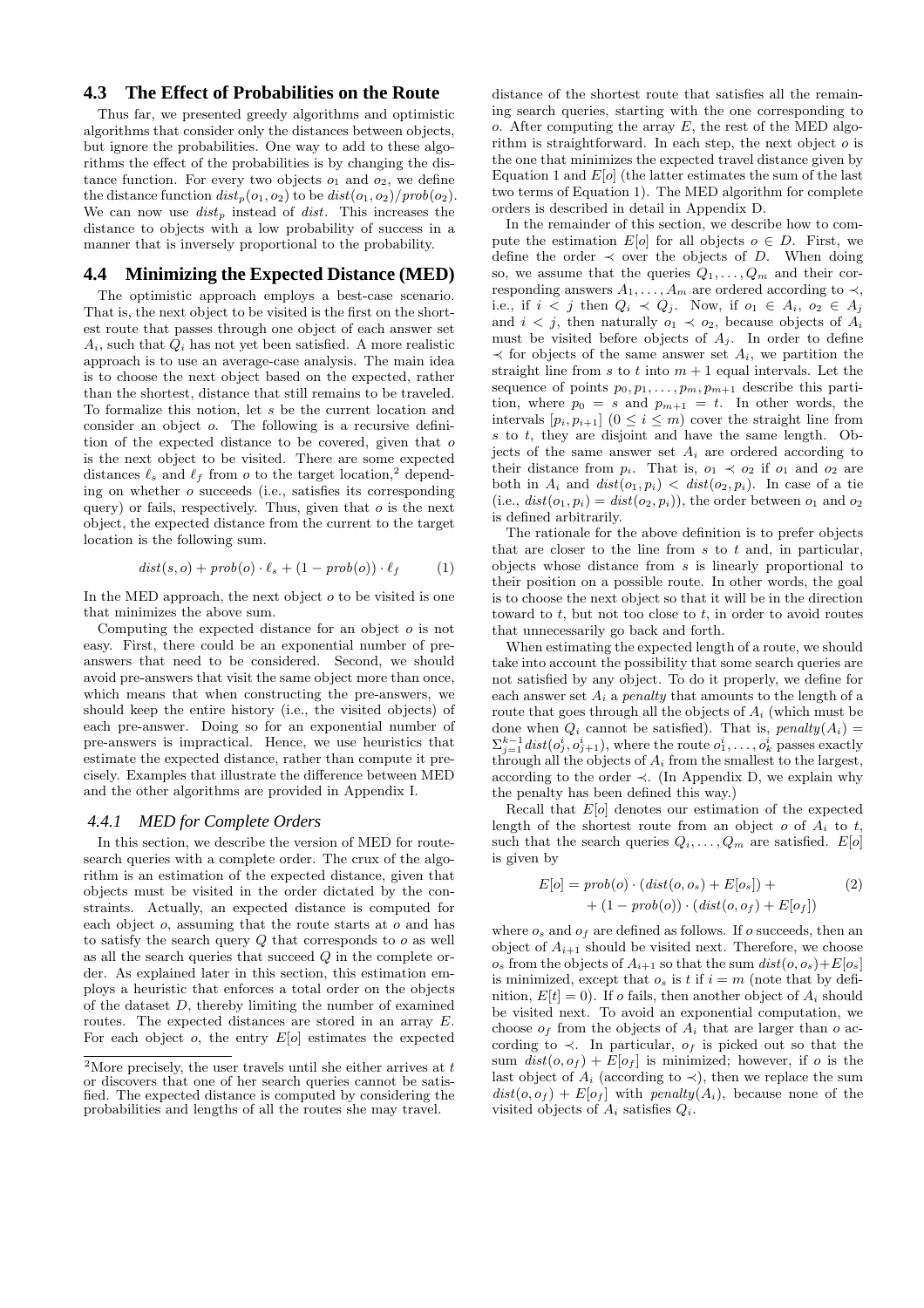## 4.3 The Effect of Probabilities on the Route

Thus far, we presented greedy algorithms and optimistic algorithms that consider only the distances between objects, but ignore the probabilities. One way to add to these algorithms the effect of the probabilities is by changing the distance function. For every two objects $o_1$ and $o_2$, we define the distance function $dist_p(o_1, o_2)$ to be $dist(o_1, o_2)/prob(o_2)$. We can now use $dist_p$ instead of $dist$. This increases the distance to objects with a low probability of success in a manner that is inversely proportional to the probability.

## 4.4 Minimizing the Expected Distance (MED)

The optimistic approach employs a best-case scenario. That is, the next object to be visited is the first on the shortest route that passes through one object of each answer set $A_i$, such that $Q_i$ has not yet been satisfied. A more realistic approach is to use an average-case analysis. The main idea is to choose the next object based on the expected, rather than the shortest, distance that still remains to be traveled. To formalize this notion, let $s$ be the current location and consider an object $o$. The following is a recursive definition of the expected distance to be covered, given that $o$ is the next object to be visited. There are some expected distances $\ell_s$ and $\ell_f$ from $o$ to the target location,[2] depending on whether $o$ succeeds (i.e., satisfies its corresponding query) or fails, respectively. Thus, given that $o$ is the next object, the expected distance from the current to the target location is the following sum.

$$dist(s, o) + prob(o) \cdot \ell_s + (1 - prob(o)) \cdot \ell_f \qquad (1)$$

In the MED approach, the next object $o$ to be visited is one that minimizes the above sum.

Computing the expected distance for an object $o$ is not easy. First, there could be an exponential number of pre-answers that need to be considered. Second, we should avoid pre-answers that visit the same object more than once, which means that when constructing the pre-answers, we should keep the entire history (i.e., the visited objects) of each pre-answer. Doing so for an exponential number of pre-answers is impractical. Hence, we use heuristics that estimate the expected distance, rather than compute it precisely. Examples that illustrate the difference between MED and the other algorithms are provided in Appendix I.

### 4.4.1 MED for Complete Orders

In this section, we describe the version of MED for route-search queries with a complete order. The crux of the algorithm is an estimation of the expected distance, given that objects must be visited in the order dictated by the constraints. Actually, an expected distance is computed for each object $o$, assuming that the route starts at $o$ and has to satisfy the search query $Q$ that corresponds to $o$ as well as all the search queries that succeed $Q$ in the complete order. As explained later in this section, this estimation employs a heuristic that enforces a total order on the objects of the dataset $D$, thereby limiting the number of examined routes. The expected distances are stored in an array $E$. For each object $o$, the entry $E[o]$ estimates the expected distance of the shortest route that satisfies all the remaining search queries, starting with the one corresponding to $o$. After computing the array $E$, the rest of the MED algorithm is straightforward. In each step, the next object $o$ is the one that minimizes the expected travel distance given by Equation 1 and $E[o]$ (the latter estimates the sum of the last two terms of Equation 1). The MED algorithm for complete orders is described in detail in Appendix D.

In the remainder of this section, we describe how to compute the estimation $E[o]$ for all objects $o \in D$. First, we define the order $\prec$ over the objects of $D$. When doing so, we assume that the queries $Q_1, \ldots, Q_m$ and their corresponding answers $A_1, \ldots, A_m$ are ordered according to $\prec$, i.e., if $i < j$ then $Q_i \prec Q_j$. Now, if $o_1 \in A_i$, $o_2 \in A_j$ and $i < j$, then naturally $o_1 \prec o_2$, because objects of $A_i$ must be visited before objects of $A_j$. In order to define $\prec$ for objects of the same answer set $A_i$, we partition the straight line from $s$ to $t$ into $m + 1$ equal intervals. Let the sequence of points $p_0, p_1, \ldots, p_m, p_{m+1}$ describe this partition, where $p_0 = s$ and $p_{m+1} = t$. In other words, the intervals $[p_i, p_{i+1}]$ $(0 \leq i \leq m)$ cover the straight line from $s$ to $t$, they are disjoint and have the same length. Objects of the same answer set $A_i$ are ordered according to their distance from $p_i$. That is, $o_1 \prec o_2$ if $o_1$ and $o_2$ are both in $A_i$ and $dist(o_1, p_i) < dist(o_2, p_i)$. In case of a tie (i.e., $dist(o_1, p_i) = dist(o_2, p_i)$), the order between $o_1$ and $o_2$ is defined arbitrarily.

The rationale for the above definition is to prefer objects that are closer to the line from $s$ to $t$ and, in particular, objects whose distance from $s$ is linearly proportional to their position on a possible route. In other words, the goal is to choose the next object so that it will be in the direction toward to $t$, but not too close to $t$, in order to avoid routes that unnecessarily go back and forth.

When estimating the expected length of a route, we should take into account the possibility that some search queries are not satisfied by any object. To do it properly, we define for each answer set $A_i$ a *penalty* that amounts to the length of a route that goes through all the objects of $A_i$ (which must be done when $Q_i$ cannot be satisfied). That is, $penalty(A_i) = \Sigma_{j=1}^{k-1} dist(o^i_j, o^i_{j+1})$, where the route $o^i_1, \ldots, o^i_k$ passes exactly through all the objects of $A_i$ from the smallest to the largest, according to the order $\prec$. (In Appendix D, we explain why the penalty has been defined this way.)

Recall that $E[o]$ denotes our estimation of the expected length of the shortest route from an object $o$ of $A_i$ to $t$, such that the search queries $Q_i, \ldots, Q_m$ are satisfied. $E[o]$ is given by

$$\begin{aligned} E[o] = \; & prob(o) \cdot (dist(o, o_s) + E[o_s]) + \\ & + (1 - prob(o)) \cdot (dist(o, o_f) + E[o_f]) \end{aligned} \qquad (2)$$

where $o_s$ and $o_f$ are defined as follows. If $o$ succeeds, then an object of $A_{i+1}$ should be visited next. Therefore, we choose $o_s$ from the objects of $A_{i+1}$ so that the sum $dist(o, o_s) + E[o_s]$ is minimized, except that $o_s$ is $t$ if $i = m$ (note that by definition, $E[t] = 0$). If $o$ fails, then another object of $A_i$ should be visited next. To avoid an exponential computation, we choose $o_f$ from the objects of $A_i$ that are larger than $o$ according to $\prec$. In particular, $o_f$ is picked out so that the sum $dist(o, o_f) + E[o_f]$ is minimized; however, if $o$ is the last object of $A_i$ (according to $\prec$), then we replace the sum $dist(o, o_f) + E[o_f]$ with $penalty(A_i)$, because none of the visited objects of $A_i$ satisfies $Q_i$.

---

[2] More precisely, the user travels until she either arrives at $t$ or discovers that one of her search queries cannot be satisfied. The expected distance is computed by considering the probabilities and lengths of all the routes she may travel.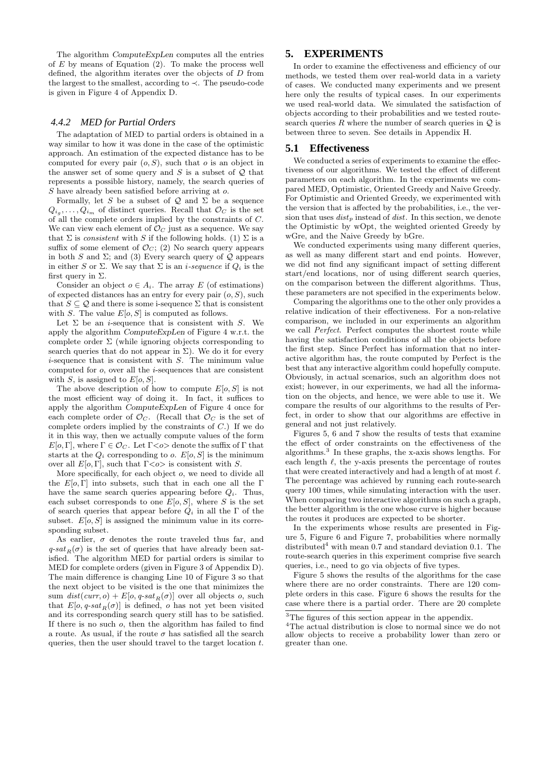The algorithm *ComputeExpLen* computes all the entries of $E$ by means of Equation (2). To make the process well defined, the algorithm iterates over the objects of $D$ from the largest to the smallest, according to $\prec$. The pseudo-code is given in Figure 4 of Appendix D.

### 4.4.2 MED for Partial Orders

The adaptation of MED to partial orders is obtained in a way similar to how it was done in the case of the optimistic approach. An estimation of the expected distance has to be computed for every pair $(o, S)$, such that $o$ is an object in the answer set of some query and $S$ is a subset of $\mathcal{Q}$ that represents a possible history, namely, the search queries of $S$ have already been satisfied before arriving at $o$.

Formally, let $S$ be a subset of $\mathcal{Q}$ and $\Sigma$ be a sequence $Q_{i_g}, \ldots, Q_{i_m}$ of distinct queries. Recall that $\mathcal{O}_C$ is the set of all the complete orders implied by the constraints of $C$. We can view each element of $\mathcal{O}_C$ just as a sequence. We say that $\Sigma$ is *consistent* with $S$ if the following holds. (1) $\Sigma$ is a suffix of some element of $\mathcal{O}_C$; (2) No search query appears in both $S$ and $\Sigma$; and (3) Every search query of $\mathcal{Q}$ appears in either $S$ or $\Sigma$. We say that $\Sigma$ is an *i-sequence* if $Q_i$ is the first query in $\Sigma$.

Consider an object $o \in A_i$. The array $E$ (of estimations) of expected distances has an entry for every pair $(o, S)$, such that $S \subseteq \mathcal{Q}$ and there is some i-sequence $\Sigma$ that is consistent with $S$. The value $E[o, S]$ is computed as follows.

Let $\Sigma$ be an $i$-sequence that is consistent with $S$. We apply the algorithm *ComputeExpLen* of Figure 4 w.r.t. the complete order $\Sigma$ (while ignoring objects corresponding to search queries that do not appear in $\Sigma$). We do it for every $i$-sequence that is consistent with $S$. The minimum value computed for $o$, over all the $i$-sequences that are consistent with $S$, is assigned to $E[o, S]$.

The above description of how to compute $E[o, S]$ is not the most efficient way of doing it. In fact, it suffices to apply the algorithm *ComputeExpLen* of Figure 4 once for each complete order of $\mathcal{O}_C$. (Recall that $\mathcal{O}_C$ is the set of complete orders implied by the constraints of $C$.) If we do it in this way, then we actually compute values of the form $E[o, \Gamma]$, where $\Gamma \in \mathcal{O}_C$. Let $\Gamma{<}o{>}$ denote the suffix of $\Gamma$ that starts at the $Q_i$ corresponding to $o$. $E[o, S]$ is the minimum over all $E[o, \Gamma]$, such that $\Gamma{<}o{>}$ is consistent with $S$.

More specifically, for each object $o$, we need to divide all the $E[o, \Gamma]$ into subsets, such that in each one all the $\Gamma$ have the same search queries appearing before $Q_i$. Thus, each subset corresponds to one $E[o, S]$, where $S$ is the set of search queries that appear before $Q_i$ in all the $\Gamma$ of the subset. $E[o, S]$ is assigned the minimum value in its corresponding subset.

As earlier, $\sigma$ denotes the route traveled thus far, and $q\text{-}sat_R(\sigma)$ is the set of queries that have already been satisfied. The algorithm MED for partial orders is similar to MED for complete orders (given in Figure 3 of Appendix D). The main difference is changing Line 10 of Figure 3 so that the next object to be visited is the one that minimizes the sum $dist(curr, o) + E[o, q\text{-}sat_R(\sigma)]$ over all objects $o$, such that $E[o, q\text{-}sat_R(\sigma)]$ is defined, $o$ has not yet been visited and its corresponding search query still has to be satisfied. If there is no such $o$, then the algorithm has failed to find a route. As usual, if the route $\sigma$ has satisfied all the search queries, then the user should travel to the target location $t$.

## 5. EXPERIMENTS

In order to examine the effectiveness and efficiency of our methods, we tested them over real-world data in a variety of cases. We conducted many experiments and we present here only the results of typical cases. In our experiments we used real-world data. We simulated the satisfaction of objects according to their probabilities and we tested route-search queries $R$ where the number of search queries in $\mathcal{Q}$ is between three to seven. See details in Appendix H.

### 5.1 Effectiveness

We conducted a series of experiments to examine the effectiveness of our algorithms. We tested the effect of different parameters on each algorithm. In the experiments we compared MED, Optimistic, Oriented Greedy and Naive Greedy. For Optimistic and Oriented Greedy, we experimented with the version that is affected by the probabilities, i.e., the version that uses $dist_p$ instead of $dist$. In this section, we denote the Optimistic by wOpt, the weighted oriented Greedy by wGre, and the Naive Greedy by bGre.

We conducted experiments using many different queries, as well as many different start and end points. However, we did not find any significant impact of setting different start/end locations, nor of using different search queries, on the comparison between the different algorithms. Thus, these parameters are not specified in the experiments below.

Comparing the algorithms one to the other only provides a relative indication of their effectiveness. For a non-relative comparison, we included in our experiments an algorithm we call *Perfect*. Perfect computes the shortest route while having the satisfaction conditions of all the objects before the first step. Since Perfect has information that no interactive algorithm has, the route computed by Perfect is the best that any interactive algorithm could hopefully compute. Obviously, in actual scenarios, such an algorithm does not exist; however, in our experiments, we had all the information on the objects, and hence, we were able to use it. We compare the results of our algorithms to the results of Perfect, in order to show that our algorithms are effective in general and not just relatively.

Figures 5, 6 and 7 show the results of tests that examine the effect of order constraints on the effectiveness of the algorithms.[3] In these graphs, the x-axis shows lengths. For each length $\ell$, the y-axis presents the percentage of routes that were created interactively and had a length of at most $\ell$. The percentage was achieved by running each route-search query 100 times, while simulating interaction with the user. When comparing two interactive algorithms on such a graph, the better algorithm is the one whose curve is higher because the routes it produces are expected to be shorter.

In the experiments whose results are presented in Figure 5, Figure 6 and Figure 7, probabilities where normally distributed[4] with mean 0.7 and standard deviation 0.1. The route-search queries in this experiment comprise five search queries, i.e., need to go via objects of five types.

Figure 5 shows the results of the algorithms for the case where there are no order constraints. There are 120 complete orders in this case. Figure 6 shows the results for the case where there is a partial order. There are 20 complete

[3] The figures of this section appear in the appendix.

[4] The actual distribution is close to normal since we do not allow objects to receive a probability lower than zero or greater than one.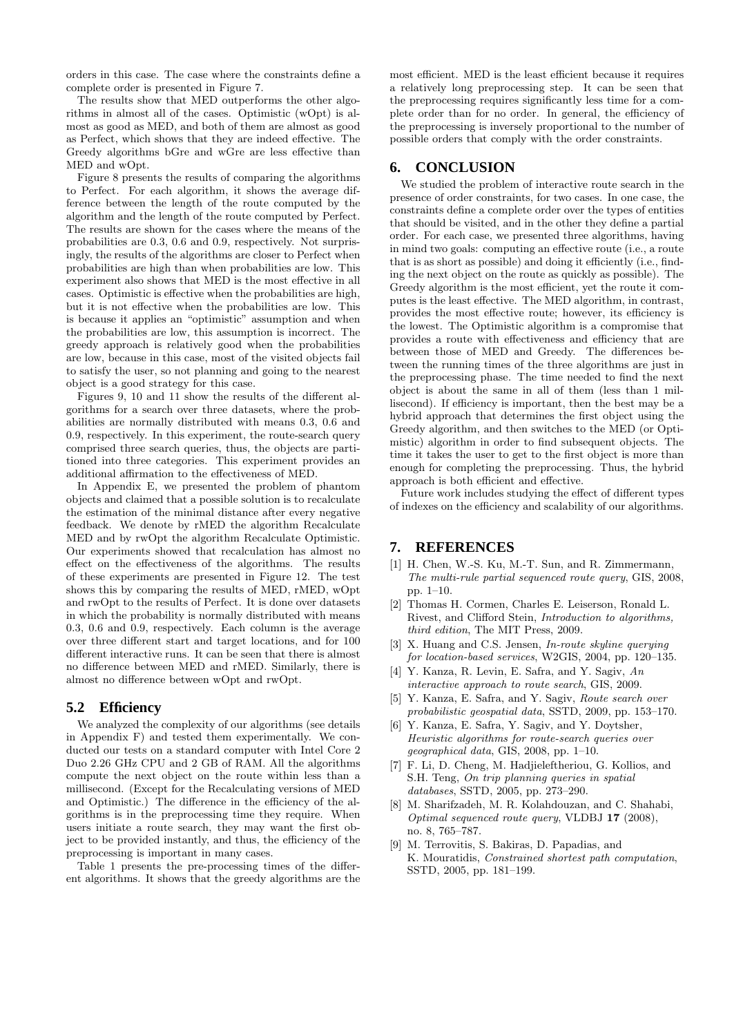orders in this case. The case where the constraints define a complete order is presented in Figure 7.

The results show that MED outperforms the other algorithms in almost all of the cases. Optimistic (wOpt) is almost as good as MED, and both of them are almost as good as Perfect, which shows that they are indeed effective. The Greedy algorithms bGre and wGre are less effective than MED and wOpt.

Figure 8 presents the results of comparing the algorithms to Perfect. For each algorithm, it shows the average difference between the length of the route computed by the algorithm and the length of the route computed by Perfect. The results are shown for the cases where the means of the probabilities are 0.3, 0.6 and 0.9, respectively. Not surprisingly, the results of the algorithms are closer to Perfect when probabilities are high than when probabilities are low. This experiment also shows that MED is the most effective in all cases. Optimistic is effective when the probabilities are high, but it is not effective when the probabilities are low. This is because it applies an "optimistic" assumption and when the probabilities are low, this assumption is incorrect. The greedy approach is relatively good when the probabilities are low, because in this case, most of the visited objects fail to satisfy the user, so not planning and going to the nearest object is a good strategy for this case.

Figures 9, 10 and 11 show the results of the different algorithms for a search over three datasets, where the probabilities are normally distributed with means 0.3, 0.6 and 0.9, respectively. In this experiment, the route-search query comprised three search queries, thus, the objects are partitioned into three categories. This experiment provides an additional affirmation to the effectiveness of MED.

In Appendix E, we presented the problem of phantom objects and claimed that a possible solution is to recalculate the estimation of the minimal distance after every negative feedback. We denote by rMED the algorithm Recalculate MED and by rwOpt the algorithm Recalculate Optimistic. Our experiments showed that recalculation has almost no effect on the effectiveness of the algorithms. The results of these experiments are presented in Figure 12. The test shows this by comparing the results of MED, rMED, wOpt and rwOpt to the results of Perfect. It is done over datasets in which the probability is normally distributed with means 0.3, 0.6 and 0.9, respectively. Each column is the average over three different start and target locations, and for 100 different interactive runs. It can be seen that there is almost no difference between MED and rMED. Similarly, there is almost no difference between wOpt and rwOpt.

## 5.2 Efficiency

We analyzed the complexity of our algorithms (see details in Appendix F) and tested them experimentally. We conducted our tests on a standard computer with Intel Core 2 Duo 2.26 GHz CPU and 2 GB of RAM. All the algorithms compute the next object on the route within less than a millisecond. (Except for the Recalculating versions of MED and Optimistic.) The difference in the efficiency of the algorithms is in the preprocessing time they require. When users initiate a route search, they may want the first object to be provided instantly, and thus, the efficiency of the preprocessing is important in many cases.

Table 1 presents the pre-processing times of the different algorithms. It shows that the greedy algorithms are the most efficient. MED is the least efficient because it requires a relatively long preprocessing step. It can be seen that the preprocessing requires significantly less time for a complete order than for no order. In general, the efficiency of the preprocessing is inversely proportional to the number of possible orders that comply with the order constraints.

# 6. CONCLUSION

We studied the problem of interactive route search in the presence of order constraints, for two cases. In one case, the constraints define a complete order over the types of entities that should be visited, and in the other they define a partial order. For each case, we presented three algorithms, having in mind two goals: computing an effective route (i.e., a route that is as short as possible) and doing it efficiently (i.e., finding the next object on the route as quickly as possible). The Greedy algorithm is the most efficient, yet the route it computes is the least effective. The MED algorithm, in contrast, provides the most effective route; however, its efficiency is the lowest. The Optimistic algorithm is a compromise that provides a route with effectiveness and efficiency that are between those of MED and Greedy. The differences between the running times of the three algorithms are just in the preprocessing phase. The time needed to find the next object is about the same in all of them (less than 1 millisecond). If efficiency is important, then the best may be a hybrid approach that determines the first object using the Greedy algorithm, and then switches to the MED (or Optimistic) algorithm in order to find subsequent objects. The time it takes the user to get to the first object is more than enough for completing the preprocessing. Thus, the hybrid approach is both efficient and effective.

Future work includes studying the effect of different types of indexes on the efficiency and scalability of our algorithms.

# 7. REFERENCES

[1] H. Chen, W.-S. Ku, M.-T. Sun, and R. Zimmermann, *The multi-rule partial sequenced route query*, GIS, 2008, pp. 1–10.

[2] Thomas H. Cormen, Charles E. Leiserson, Ronald L. Rivest, and Clifford Stein, *Introduction to algorithms, third edition*, The MIT Press, 2009.

[3] X. Huang and C.S. Jensen, *In-route skyline querying for location-based services*, W2GIS, 2004, pp. 120–135.

[4] Y. Kanza, R. Levin, E. Safra, and Y. Sagiv, *An interactive approach to route search*, GIS, 2009.

[5] Y. Kanza, E. Safra, and Y. Sagiv, *Route search over probabilistic geospatial data*, SSTD, 2009, pp. 153–170.

[6] Y. Kanza, E. Safra, Y. Sagiv, and Y. Doytsher, *Heuristic algorithms for route-search queries over geographical data*, GIS, 2008, pp. 1–10.

[7] F. Li, D. Cheng, M. Hadjieleftheriou, G. Kollios, and S.H. Teng, *On trip planning queries in spatial databases*, SSTD, 2005, pp. 273–290.

[8] M. Sharifzadeh, M. R. Kolahdouzan, and C. Shahabi, *Optimal sequenced route query*, VLDBJ **17** (2008), no. 8, 765–787.

[9] M. Terrovitis, S. Bakiras, D. Papadias, and K. Mouratidis, *Constrained shortest path computation*, SSTD, 2005, pp. 181–199.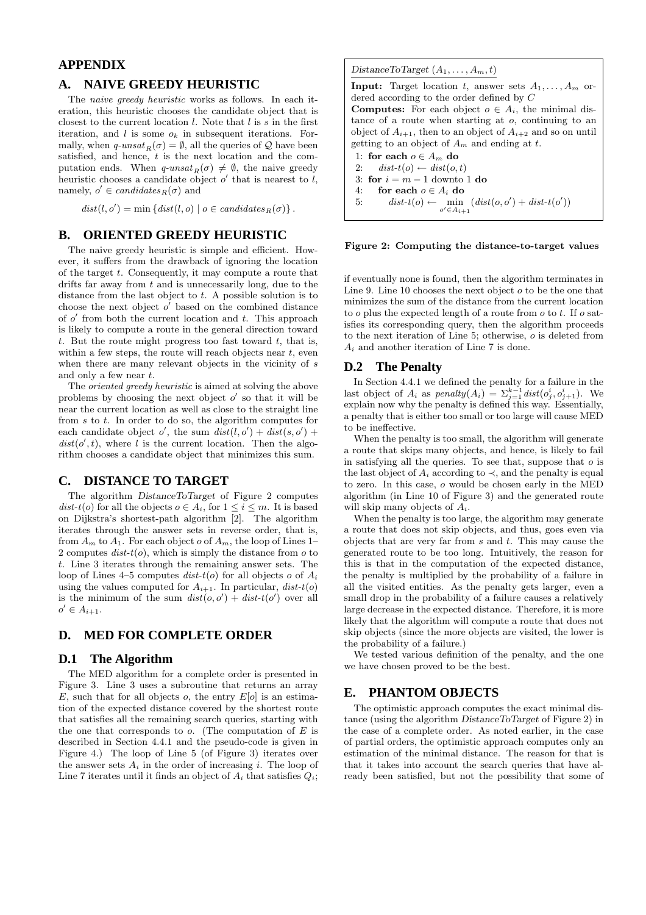# APPENDIX

## A. NAIVE GREEDY HEURISTIC

The *naive greedy heuristic* works as follows. In each iteration, this heuristic chooses the candidate object that is closest to the current location $l$. Note that $l$ is $s$ in the first iteration, and $l$ is some $o_k$ in subsequent iterations. Formally, when $q\text{-}unsat_R(\sigma) = \emptyset$, all the queries of $\mathcal{Q}$ have been satisfied, and hence, $t$ is the next location and the computation ends. When $q\text{-}unsat_R(\sigma) \neq \emptyset$, the naive greedy heuristic chooses a candidate object $o'$ that is nearest to $l$, namely, $o' \in candidates_R(\sigma)$ and

$$dist(l, o') = \min \{dist(l, o) \mid o \in candidates_R(\sigma)\}.$$

## B. ORIENTED GREEDY HEURISTIC

The naive greedy heuristic is simple and efficient. However, it suffers from the drawback of ignoring the location of the target $t$. Consequently, it may compute a route that drifts far away from $t$ and is unnecessarily long, due to the distance from the last object to $t$. A possible solution is to choose the next object $o'$ based on the combined distance of $o'$ from both the current location and $t$. This approach is likely to compute a route in the general direction toward $t$. But the route might progress too fast toward $t$, that is, within a few steps, the route will reach objects near $t$, even when there are many relevant objects in the vicinity of $s$ and only a few near $t$.

The *oriented greedy heuristic* is aimed at solving the above problems by choosing the next object $o'$ so that it will be near the current location as well as close to the straight line from $s$ to $t$. In order to do so, the algorithm computes for each candidate object $o'$, the sum $dist(l, o') + dist(s, o') + dist(o', t)$, where $l$ is the current location. Then the algorithm chooses a candidate object that minimizes this sum.

## C. DISTANCE TO TARGET

The algorithm *DistanceToTarget* of Figure 2 computes $dist\text{-}t(o)$ for all the objects $o \in A_i$, for $1 \leq i \leq m$. It is based on Dijkstra's shortest-path algorithm [2]. The algorithm iterates through the answer sets in reverse order, that is, from $A_m$ to $A_1$. For each object $o$ of $A_m$, the loop of Lines 1–2 computes $dist\text{-}t(o)$, which is simply the distance from $o$ to $t$. Line 3 iterates through the remaining answer sets. The loop of Lines 4–5 computes $dist\text{-}t(o)$ for all objects $o$ of $A_i$ using the values computed for $A_{i+1}$. In particular, $dist\text{-}t(o)$ is the minimum of the sum $dist(o, o') + dist\text{-}t(o')$ over all $o' \in A_{i+1}$.

---

*DistanceToTarget* $(A_1, \ldots, A_m, t)$

**Input:** Target location $t$, answer sets $A_1, \ldots, A_m$ ordered according to the order defined by $C$

**Computes:** For each object $o \in A_i$, the minimal distance of a route when starting at $o$, continuing to an object of $A_{i+1}$, then to an object of $A_{i+2}$ and so on until getting to an object of $A_m$ and ending at $t$.

```
1: for each o ∈ A_m do
2:     dist-t(o) ← dist(o, t)
3: for i = m − 1 downto 1 do
4:     for each o ∈ A_i do
5:         dist-t(o) ← min_{o' ∈ A_{i+1}} (dist(o, o') + dist-t(o'))
```

**Figure 2: Computing the distance-to-target values**

---

## D. MED FOR COMPLETE ORDER

### D.1 The Algorithm

The MED algorithm for a complete order is presented in Figure 3. Line 3 uses a subroutine that returns an array $E$, such that for all objects $o$, the entry $E[o]$ is an estimation of the expected distance covered by the shortest route that satisfies all the remaining search queries, starting with the one that corresponds to $o$. (The computation of $E$ is described in Section 4.4.1 and the pseudo-code is given in Figure 4.) The loop of Line 5 (of Figure 3) iterates over the answer sets $A_i$ in the order of increasing $i$. The loop of Line 7 iterates until it finds an object of $A_i$ that satisfies $Q_i$; if eventually none is found, then the algorithm terminates in Line 9. Line 10 chooses the next object $o$ to be the one that minimizes the sum of the distance from the current location to $o$ plus the expected length of a route from $o$ to $t$. If $o$ satisfies its corresponding query, then the algorithm proceeds to the next iteration of Line 5; otherwise, $o$ is deleted from $A_i$ and another iteration of Line 7 is done.

### D.2 The Penalty

In Section 4.4.1 we defined the penalty for a failure in the last object of $A_i$ as $penalty(A_i) = \Sigma_{j=1}^{k-1} dist(o^i_j, o^i_{j+1})$. We explain now why the penalty is defined this way. Essentially, a penalty that is either too small or too large will cause MED to be ineffective.

When the penalty is too small, the algorithm will generate a route that skips many objects, and hence, is likely to fail in satisfying all the queries. To see that, suppose that $o$ is the last object of $A_i$ according to $\prec$, and the penalty is equal to zero. In this case, $o$ would be chosen early in the MED algorithm (in Line 10 of Figure 3) and the generated route will skip many objects of $A_i$.

When the penalty is too large, the algorithm may generate a route that does not skip objects, and thus, goes even via objects that are very far from $s$ and $t$. This may cause the generated route to be too long. Intuitively, the reason for this is that in the computation of the expected distance, the penalty is multiplied by the probability of a failure in all the visited entities. As the penalty gets larger, even a small drop in the probability of a failure causes a relatively large decrease in the expected distance. Therefore, it is more likely that the algorithm will compute a route that does not skip objects (since the more objects are visited, the lower is the probability of a failure.)

We tested various definition of the penalty, and the one we have chosen proved to be the best.

## E. PHANTOM OBJECTS

The optimistic approach computes the exact minimal distance (using the algorithm *DistanceToTarget* of Figure 2) in the case of a complete order. As noted earlier, in the case of partial orders, the optimistic approach computes only an estimation of the minimal distance. The reason for that is that it takes into account the search queries that have already been satisfied, but not the possibility that some of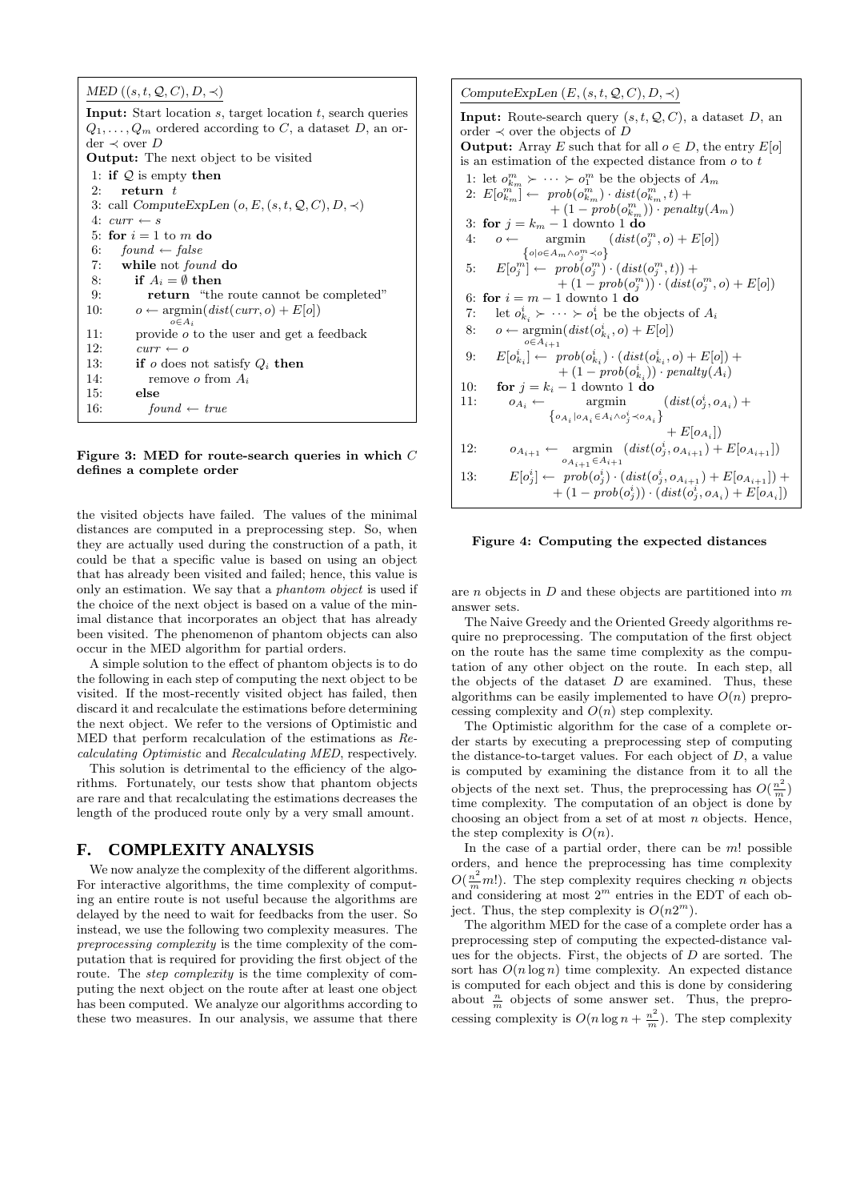```
MED ((s, t, Q, C), D, ≺)

Input: Start location s, target location t, search queries
Q_1, ..., Q_m ordered according to C, a dataset D, an order ≺ over D
Output: The next object to be visited

1: if Q is empty then
2:    return t
3: call ComputeExpLen (o, E, (s, t, Q, C), D, ≺)
4: curr ← s
5: for i = 1 to m do
6:    found ← false
7:    while not found do
8:       if A_i = ∅ then
9:          return "the route cannot be completed"
10:      o ← argmin_{o∈A_i} (dist(curr, o) + E[o])
11:      provide o to the user and get a feedback
12:      curr ← o
13:      if o does not satisfy Q_i then
14:         remove o from A_i
15:      else
16:         found ← true
```

**Figure 3: MED for route-search queries in which $C$ defines a complete order**

```
ComputeExpLen (E, (s, t, Q, C), D, ≺)

Input: Route-search query (s, t, Q, C), a dataset D, an order ≺ over the objects of D
Output: Array E such that for all o ∈ D, the entry E[o] is an estimation of the expected distance from o to t

1: let o^m_{k_m} ≻ ··· ≻ o^m_1 be the objects of A_m
2: E[o^m_{k_m}] ← prob(o^m_{k_m}) · dist(o^m_{k_m}, t) +
                 + (1 − prob(o^m_{k_m})) · penalty(A_m)
3: for j = k_m − 1 downto 1 do
4:    o ← argmin_{ {o | o∈A_m ∧ o^m_j ≺ o} } (dist(o^m_j, o) + E[o])
5:    E[o^m_j] ← prob(o^m_j) · (dist(o^m_j, t)) +
                + (1 − prob(o^m_j)) · (dist(o^m_j, o) + E[o])
6: for i = m − 1 downto 1 do
7:    let o^i_{k_i} ≻ ··· ≻ o^i_1 be the objects of A_i
8:    o ← argmin_{o∈A_{i+1}} (dist(o^i_{k_i}, o) + E[o])
9:    E[o^i_{k_i}] ← prob(o^i_{k_i}) · (dist(o^i_{k_i}, o) + E[o]) +
                    + (1 − prob(o^i_{k_i})) · penalty(A_i)
10:   for j = k_i − 1 downto 1 do
11:      o_{A_i} ← argmin_{ {o_{A_i} | o_{A_i}∈A_i ∧ o^i_j ≺ o_{A_i}} } (dist(o^i_j, o_{A_i}) +
                   + E[o_{A_i}])
12:      o_{A_{i+1}} ← argmin_{o_{A_{i+1}}∈A_{i+1}} (dist(o^i_j, o_{A_{i+1}}) + E[o_{A_{i+1}}])
13:      E[o^i_j] ← prob(o^i_j) · (dist(o^i_j, o_{A_{i+1}}) + E[o_{A_{i+1}}]) +
                   + (1 − prob(o^i_j)) · (dist(o^i_j, o_{A_i}) + E[o_{A_i}])
```

**Figure 4: Computing the expected distances**

the visited objects have failed. The values of the minimal distances are computed in a preprocessing step. So, when they are actually used during the construction of a path, it could be that a specific value is based on using an object that has already been visited and failed; hence, this value is only an estimation. We say that a *phantom object* is used if the choice of the next object is based on a value of the minimal distance that incorporates an object that has already been visited. The phenomenon of phantom objects can also occur in the MED algorithm for partial orders.

A simple solution to the effect of phantom objects is to do the following in each step of computing the next object to be visited. If the most-recently visited object has failed, then discard it and recalculate the estimations before determining the next object. We refer to the versions of Optimistic and MED that perform recalculation of the estimations as *Recalculating Optimistic* and *Recalculating MED*, respectively.

This solution is detrimental to the efficiency of the algorithms. Fortunately, our tests show that phantom objects are rare and that recalculating the estimations decreases the length of the produced route only by a very small amount.

## F. COMPLEXITY ANALYSIS

We now analyze the complexity of the different algorithms. For interactive algorithms, the time complexity of computing an entire route is not useful because the algorithms are delayed by the need to wait for feedbacks from the user. So instead, we use the following two complexity measures. The *preprocessing complexity* is the time complexity of the computation that is required for providing the first object of the route. The *step complexity* is the time complexity of computing the next object on the route after at least one object has been computed. We analyze our algorithms according to these two measures. In our analysis, we assume that there are $n$ objects in $D$ and these objects are partitioned into $m$ answer sets.

The Naive Greedy and the Oriented Greedy algorithms require no preprocessing. The computation of the first object on the route has the same time complexity as the computation of any other object on the route. In each step, all the objects of the dataset $D$ are examined. Thus, these algorithms can be easily implemented to have $O(n)$ preprocessing complexity and $O(n)$ step complexity.

The Optimistic algorithm for the case of a complete order starts by executing a preprocessing step of computing the distance-to-target values. For each object of $D$, a value is computed by examining the distance from it to all the objects of the next set. Thus, the preprocessing has $O(\frac{n^2}{m})$ time complexity. The computation of an object is done by choosing an object from a set of at most $n$ objects. Hence, the step complexity is $O(n)$.

In the case of a partial order, there can be $m!$ possible orders, and hence the preprocessing has time complexity $O(\frac{n^2}{m}m!)$. The step complexity requires checking $n$ objects and considering at most $2^m$ entries in the EDT of each object. Thus, the step complexity is $O(n2^m)$.

The algorithm MED for the case of a complete order has a preprocessing step of computing the expected-distance values for the objects. First, the objects of $D$ are sorted. The sort has $O(n \log n)$ time complexity. An expected distance is computed for each object and this is done by considering about $\frac{n}{m}$ objects of some answer set. Thus, the preprocessing complexity is $O(n \log n + \frac{n^2}{m})$. The step complexity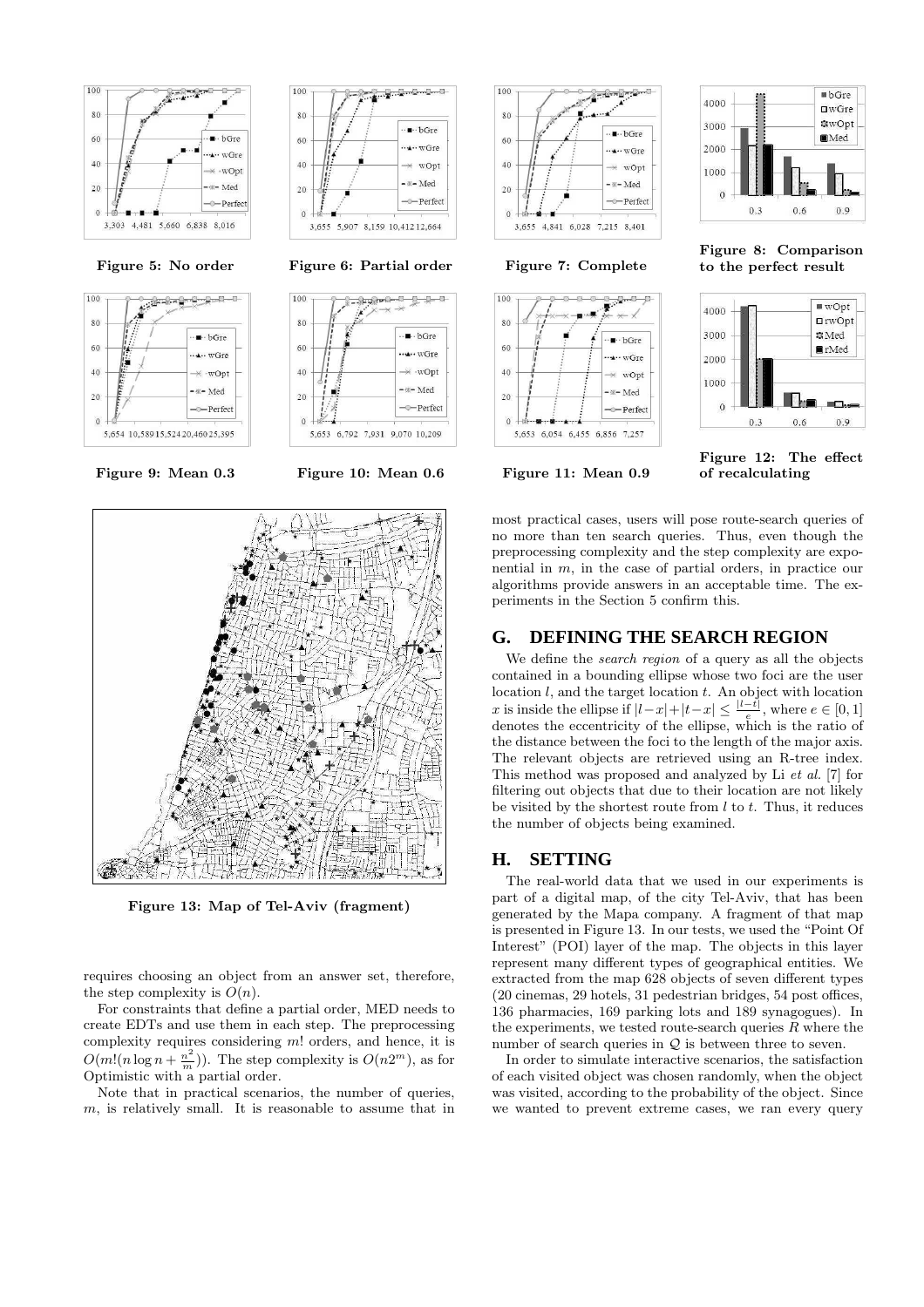Figure 5: No order

Figure 6: Partial order

Figure 7: Complete

Figure 8: Comparison to the perfect result

Figure 9: Mean 0.3

Figure 10: Mean 0.6

Figure 11: Mean 0.9

Figure 12: The effect of recalculating

Figure 13: Map of Tel-Aviv (fragment)

requires choosing an object from an answer set, therefore, the step complexity is $O(n)$.

For constraints that define a partial order, MED needs to create EDTs and use them in each step. The preprocessing complexity requires considering $m!$ orders, and hence, it is $O(m!(n \log n + \frac{n^2}{m}))$. The step complexity is $O(n2^m)$, as for Optimistic with a partial order.

Note that in practical scenarios, the number of queries, $m$, is relatively small. It is reasonable to assume that in most practical cases, users will pose route-search queries of no more than ten search queries. Thus, even though the preprocessing complexity and the step complexity are exponential in $m$, in the case of partial orders, in practice our algorithms provide answers in an acceptable time. The experiments in the Section 5 confirm this.

## G. DEFINING THE SEARCH REGION

We define the *search region* of a query as all the objects contained in a bounding ellipse whose two foci are the user location $l$, and the target location $t$. An object with location $x$ is inside the ellipse if $|l-x|+|t-x| \leq \frac{|l-t|}{e}$, where $e \in [0, 1]$ denotes the eccentricity of the ellipse, which is the ratio of the distance between the foci to the length of the major axis. The relevant objects are retrieved using an R-tree index. This method was proposed and analyzed by Li *et al.* [7] for filtering out objects that due to their location are not likely be visited by the shortest route from $l$ to $t$. Thus, it reduces the number of objects being examined.

## H. SETTING

The real-world data that we used in our experiments is part of a digital map, of the city Tel-Aviv, that has been generated by the Mapa company. A fragment of that map is presented in Figure 13. In our tests, we used the "Point Of Interest" (POI) layer of the map. The objects in this layer represent many different types of geographical entities. We extracted from the map 628 objects of seven different types (20 cinemas, 29 hotels, 31 pedestrian bridges, 54 post offices, 136 pharmacies, 169 parking lots and 189 synagogues). In the experiments, we tested route-search queries $R$ where the number of search queries in $\mathcal{Q}$ is between three to seven.

In order to simulate interactive scenarios, the satisfaction of each visited object was chosen randomly, when the object was visited, according to the probability of the object. Since we wanted to prevent extreme cases, we ran every query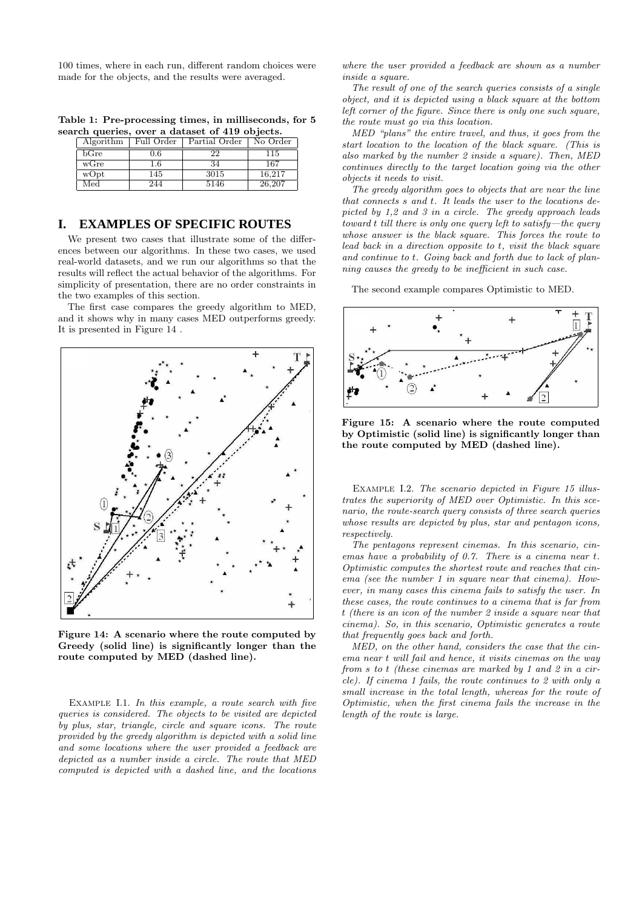100 times, where in each run, different random choices were made for the objects, and the results were averaged.

**Table 1: Pre-processing times, in milliseconds, for 5 search queries, over a dataset of 419 objects.**

| Algorithm | Full Order | Partial Order | No Order |
|---|---|---|---|
| bGre | 0.6 | 22 | 115 |
| wGre | 1.6 | 34 | 167 |
| wOpt | 145 | 3015 | 16,217 |
| Med | 244 | 5146 | 26,207 |

# I. EXAMPLES OF SPECIFIC ROUTES

We present two cases that illustrate some of the differences between our algorithms. In these two cases, we used real-world datasets, and we run our algorithms so that the results will reflect the actual behavior of the algorithms. For simplicity of presentation, there are no order constraints in the two examples of this section.

The first case compares the greedy algorithm to MED, and it shows why in many cases MED outperforms greedy. It is presented in Figure 14 .

T
S
1
2
3
1
2
3

**Figure 14: A scenario where the route computed by Greedy (solid line) is significantly longer than the route computed by MED (dashed line).**

Example I.1. *In this example, a route search with five queries is considered. The objects to be visited are depicted by plus, star, triangle, circle and square icons. The route provided by the greedy algorithm is depicted with a solid line and some locations where the user provided a feedback are depicted as a number inside a circle. The route that MED computed is depicted with a dashed line, and the locations where the user provided a feedback are shown as a number inside a square.*

*The result of one of the search queries consists of a single object, and it is depicted using a black square at the bottom left corner of the figure. Since there is only one such square, the route must go via this location.*

*MED "plans" the entire travel, and thus, it goes from the start location to the location of the black square. (This is also marked by the number 2 inside a square). Then, MED continues directly to the target location going via the other objects it needs to visit.*

*The greedy algorithm goes to objects that are near the line that connects s and t. It leads the user to the locations depicted by 1,2 and 3 in a circle. The greedy approach leads toward t till there is only one query left to satisfy—the query whose answer is the black square. This forces the route to lead back in a direction opposite to t, visit the black square and continue to t. Going back and forth due to lack of planning causes the greedy to be inefficient in such case.*

The second example compares Optimistic to MED.

S
T
1
2
1
2

**Figure 15: A scenario where the route computed by Optimistic (solid line) is significantly longer than the route computed by MED (dashed line).**

Example I.2. *The scenario depicted in Figure 15 illustrates the superiority of MED over Optimistic. In this scenario, the route-search query consists of three search queries whose results are depicted by plus, star and pentagon icons, respectively.*

*The pentagons represent cinemas. In this scenario, cinemas have a probability of 0.7. There is a cinema near t. Optimistic computes the shortest route and reaches that cinema (see the number 1 in square near that cinema). However, in many cases this cinema fails to satisfy the user. In these cases, the route continues to a cinema that is far from t (there is an icon of the number 2 inside a square near that cinema). So, in this scenario, Optimistic generates a route that frequently goes back and forth.*

*MED, on the other hand, considers the case that the cinema near t will fail and hence, it visits cinemas on the way from s to t (these cinemas are marked by 1 and 2 in a circle). If cinema 1 fails, the route continues to 2 with only a small increase in the total length, whereas for the route of Optimistic, when the first cinema fails the increase in the length of the route is large.*